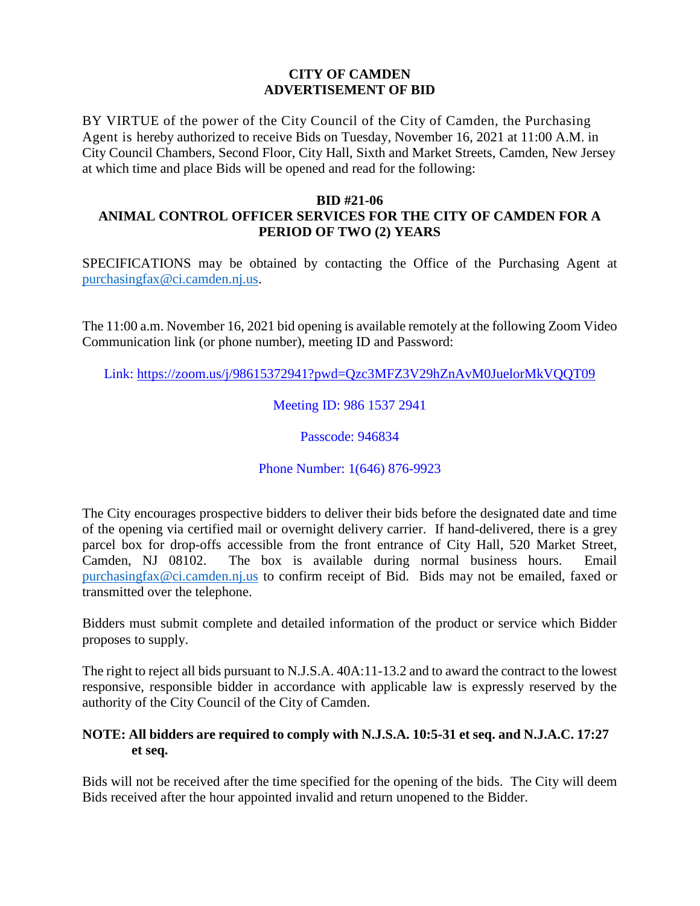**CITY OF CAMDEN**
**ADVERTISEMENT OF BID**

BY VIRTUE of the power of the City Council of the City of Camden, the Purchasing Agent is hereby authorized to receive Bids on Tuesday, November 16, 2021 at 11:00 A.M. in City Council Chambers, Second Floor, City Hall, Sixth and Market Streets, Camden, New Jersey at which time and place Bids will be opened and read for the following:

**BID #21-06**
**ANIMAL CONTROL OFFICER SERVICES FOR THE CITY OF CAMDEN FOR A PERIOD OF TWO (2) YEARS**

SPECIFICATIONS may be obtained by contacting the Office of the Purchasing Agent at purchasingfax@ci.camden.nj.us.

The 11:00 a.m. November 16, 2021 bid opening is available remotely at the following Zoom Video Communication link (or phone number), meeting ID and Password:

Link: https://zoom.us/j/98615372941?pwd=Qzc3MFZ3V29hZnAvM0JuelorMkVQQT09

Meeting ID: 986 1537 2941

Passcode: 946834

Phone Number: 1(646) 876-9923

The City encourages prospective bidders to deliver their bids before the designated date and time of the opening via certified mail or overnight delivery carrier. If hand-delivered, there is a grey parcel box for drop-offs accessible from the front entrance of City Hall, 520 Market Street, Camden, NJ 08102. The box is available during normal business hours. Email purchasingfax@ci.camden.nj.us to confirm receipt of Bid. Bids may not be emailed, faxed or transmitted over the telephone.

Bidders must submit complete and detailed information of the product or service which Bidder proposes to supply.

The right to reject all bids pursuant to N.J.S.A. 40A:11-13.2 and to award the contract to the lowest responsive, responsible bidder in accordance with applicable law is expressly reserved by the authority of the City Council of the City of Camden.

**NOTE: All bidders are required to comply with N.J.S.A. 10:5-31 et seq. and N.J.A.C. 17:27 et seq.**

Bids will not be received after the time specified for the opening of the bids. The City will deem Bids received after the hour appointed invalid and return unopened to the Bidder.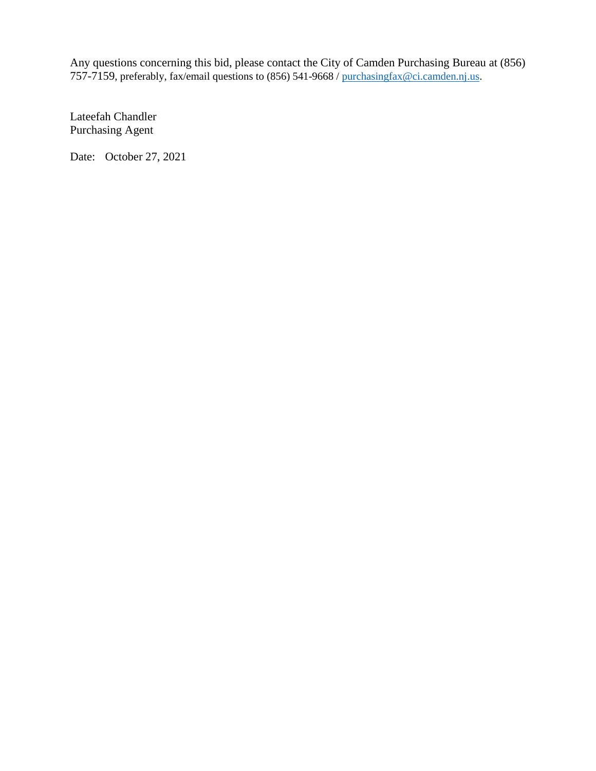Any questions concerning this bid, please contact the City of Camden Purchasing Bureau at (856) 757-7159, preferably, fax/email questions to (856) 541-9668 / purchasingfax@ci.camden.nj.us.

Lateefah Chandler
Purchasing Agent

Date: October 27, 2021